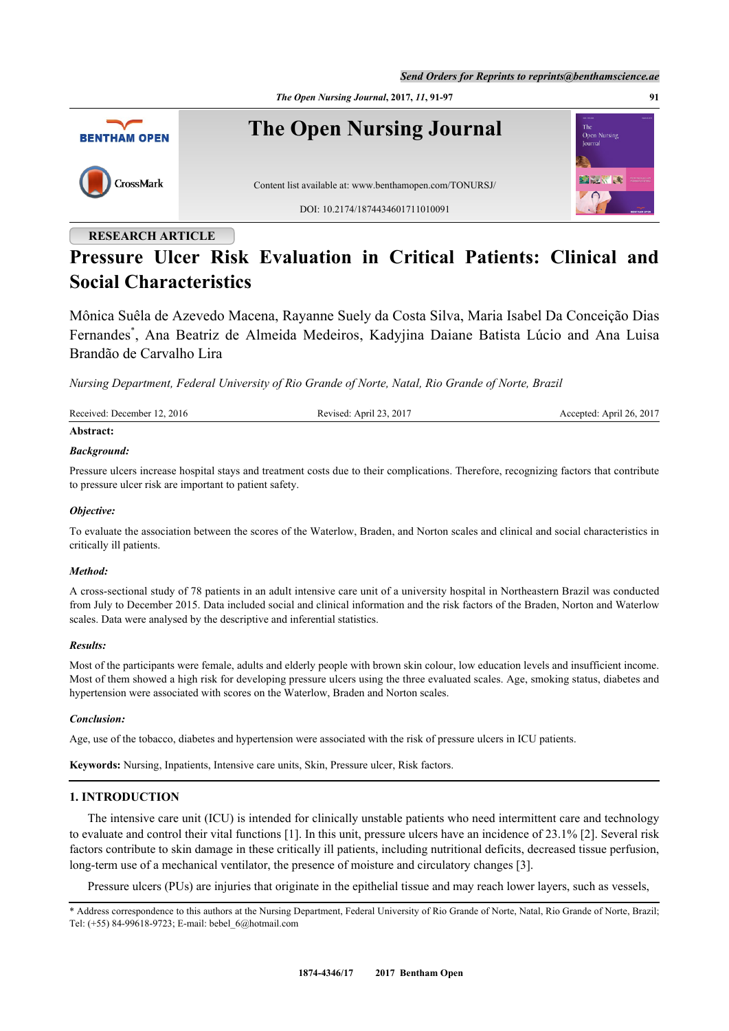RESEARCH ARTICLE

# Pressure Ulcer Risk Evaluation in Critical Patients: Clinical and Social Characteristics

Mônica Suêla de Azevedo Macena, Rayanne Suely da Costa Silva, Maria Isabel Da Conceição Dias Fernandes[*], Ana Beatriz de Almeida Medeiros, Kadyjina Daiane Batista Lúcio and Ana Luisa Brandão de Carvalho Lira

*Nursing Department, Federal University of Rio Grande of Norte, Natal, Rio Grande of Norte, Brazil*

Received: December 12, 2016 | Revised: April 23, 2017 | Accepted: April 26, 2017

**Abstract:**

***Background:***

Pressure ulcers increase hospital stays and treatment costs due to their complications. Therefore, recognizing factors that contribute to pressure ulcer risk are important to patient safety.

***Objective:***

To evaluate the association between the scores of the Waterlow, Braden, and Norton scales and clinical and social characteristics in critically ill patients.

***Method:***

A cross-sectional study of 78 patients in an adult intensive care unit of a university hospital in Northeastern Brazil was conducted from July to December 2015. Data included social and clinical information and the risk factors of the Braden, Norton and Waterlow scales. Data were analysed by the descriptive and inferential statistics.

***Results:***

Most of the participants were female, adults and elderly people with brown skin colour, low education levels and insufficient income. Most of them showed a high risk for developing pressure ulcers using the three evaluated scales. Age, smoking status, diabetes and hypertension were associated with scores on the Waterlow, Braden and Norton scales.

***Conclusion:***

Age, use of the tobacco, diabetes and hypertension were associated with the risk of pressure ulcers in ICU patients.

**Keywords:** Nursing, Inpatients, Intensive care units, Skin, Pressure ulcer, Risk factors.

## 1. INTRODUCTION

The intensive care unit (ICU) is intended for clinically unstable patients who need intermittent care and technology to evaluate and control their vital functions [1]. In this unit, pressure ulcers have an incidence of 23.1% [2]. Several risk factors contribute to skin damage in these critically ill patients, including nutritional deficits, decreased tissue perfusion, long-term use of a mechanical ventilator, the presence of moisture and circulatory changes [3].

Pressure ulcers (PUs) are injuries that originate in the epithelial tissue and may reach lower layers, such as vessels,

* Address correspondence to this authors at the Nursing Department, Federal University of Rio Grande of Norte, Natal, Rio Grande of Norte, Brazil; Tel: (+55) 84-99618-9723; E-mail: bebel_6@hotmail.com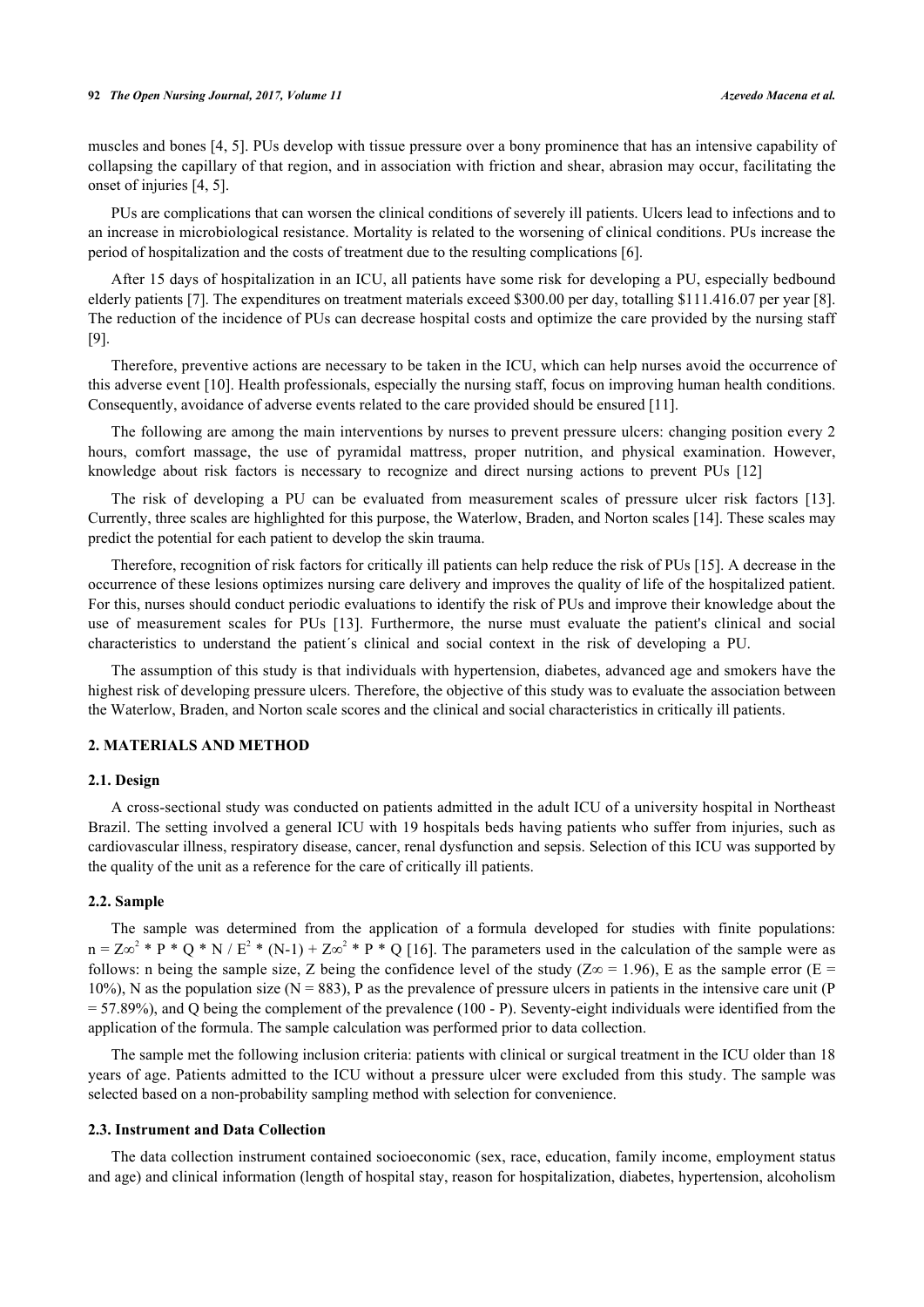muscles and bones [4, 5]. PUs develop with tissue pressure over a bony prominence that has an intensive capability of collapsing the capillary of that region, and in association with friction and shear, abrasion may occur, facilitating the onset of injuries [4, 5].

PUs are complications that can worsen the clinical conditions of severely ill patients. Ulcers lead to infections and to an increase in microbiological resistance. Mortality is related to the worsening of clinical conditions. PUs increase the period of hospitalization and the costs of treatment due to the resulting complications [6].

After 15 days of hospitalization in an ICU, all patients have some risk for developing a PU, especially bedbound elderly patients [7]. The expenditures on treatment materials exceed $300.00 per day, totalling $111.416.07 per year [8]. The reduction of the incidence of PUs can decrease hospital costs and optimize the care provided by the nursing staff [9].

Therefore, preventive actions are necessary to be taken in the ICU, which can help nurses avoid the occurrence of this adverse event [10]. Health professionals, especially the nursing staff, focus on improving human health conditions. Consequently, avoidance of adverse events related to the care provided should be ensured [11].

The following are among the main interventions by nurses to prevent pressure ulcers: changing position every 2 hours, comfort massage, the use of pyramidal mattress, proper nutrition, and physical examination. However, knowledge about risk factors is necessary to recognize and direct nursing actions to prevent PUs [12]

The risk of developing a PU can be evaluated from measurement scales of pressure ulcer risk factors [13]. Currently, three scales are highlighted for this purpose, the Waterlow, Braden, and Norton scales [14]. These scales may predict the potential for each patient to develop the skin trauma.

Therefore, recognition of risk factors for critically ill patients can help reduce the risk of PUs [15]. A decrease in the occurrence of these lesions optimizes nursing care delivery and improves the quality of life of the hospitalized patient. For this, nurses should conduct periodic evaluations to identify the risk of PUs and improve their knowledge about the use of measurement scales for PUs [13]. Furthermore, the nurse must evaluate the patient's clinical and social characteristics to understand the patient´s clinical and social context in the risk of developing a PU.

The assumption of this study is that individuals with hypertension, diabetes, advanced age and smokers have the highest risk of developing pressure ulcers. Therefore, the objective of this study was to evaluate the association between the Waterlow, Braden, and Norton scale scores and the clinical and social characteristics in critically ill patients.

## 2. MATERIALS AND METHOD

### 2.1. Design

A cross-sectional study was conducted on patients admitted in the adult ICU of a university hospital in Northeast Brazil. The setting involved a general ICU with 19 hospitals beds having patients who suffer from injuries, such as cardiovascular illness, respiratory disease, cancer, renal dysfunction and sepsis. Selection of this ICU was supported by the quality of the unit as a reference for the care of critically ill patients.

### 2.2. Sample

The sample was determined from the application of a formula developed for studies with finite populations: $n = Z\infty^2 * P * Q * N / E^2 * (N\text{-}1) + Z\infty^2 * P * Q$ [16]. The parameters used in the calculation of the sample were as follows: n being the sample size, Z being the confidence level of the study ($Z\infty = 1.96$), E as the sample error ($E = 10\%$), N as the population size ($N = 883$), P as the prevalence of pressure ulcers in patients in the intensive care unit ($P = 57.89\%$), and Q being the complement of the prevalence (100 - P). Seventy-eight individuals were identified from the application of the formula. The sample calculation was performed prior to data collection.

The sample met the following inclusion criteria: patients with clinical or surgical treatment in the ICU older than 18 years of age. Patients admitted to the ICU without a pressure ulcer were excluded from this study. The sample was selected based on a non-probability sampling method with selection for convenience.

### 2.3. Instrument and Data Collection

The data collection instrument contained socioeconomic (sex, race, education, family income, employment status and age) and clinical information (length of hospital stay, reason for hospitalization, diabetes, hypertension, alcoholism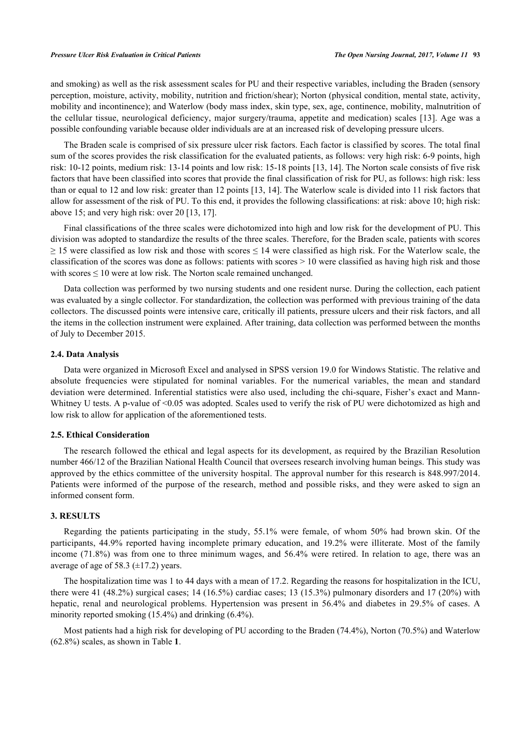and smoking) as well as the risk assessment scales for PU and their respective variables, including the Braden (sensory perception, moisture, activity, mobility, nutrition and friction/shear); Norton (physical condition, mental state, activity, mobility and incontinence); and Waterlow (body mass index, skin type, sex, age, continence, mobility, malnutrition of the cellular tissue, neurological deficiency, major surgery/trauma, appetite and medication) scales [13]. Age was a possible confounding variable because older individuals are at an increased risk of developing pressure ulcers.

The Braden scale is comprised of six pressure ulcer risk factors. Each factor is classified by scores. The total final sum of the scores provides the risk classification for the evaluated patients, as follows: very high risk: 6-9 points, high risk: 10-12 points, medium risk: 13-14 points and low risk: 15-18 points [13, 14]. The Norton scale consists of five risk factors that have been classified into scores that provide the final classification of risk for PU, as follows: high risk: less than or equal to 12 and low risk: greater than 12 points [13, 14]. The Waterlow scale is divided into 11 risk factors that allow for assessment of the risk of PU. To this end, it provides the following classifications: at risk: above 10; high risk: above 15; and very high risk: over 20 [13, 17].

Final classifications of the three scales were dichotomized into high and low risk for the development of PU. This division was adopted to standardize the results of the three scales. Therefore, for the Braden scale, patients with scores $\geq 15$ were classified as low risk and those with scores $\leq 14$ were classified as high risk. For the Waterlow scale, the classification of the scores was done as follows: patients with scores $> 10$ were classified as having high risk and those with scores $\leq 10$ were at low risk. The Norton scale remained unchanged.

Data collection was performed by two nursing students and one resident nurse. During the collection, each patient was evaluated by a single collector. For standardization, the collection was performed with previous training of the data collectors. The discussed points were intensive care, critically ill patients, pressure ulcers and their risk factors, and all the items in the collection instrument were explained. After training, data collection was performed between the months of July to December 2015.

### 2.4. Data Analysis

Data were organized in Microsoft Excel and analysed in SPSS version 19.0 for Windows Statistic. The relative and absolute frequencies were stipulated for nominal variables. For the numerical variables, the mean and standard deviation were determined. Inferential statistics were also used, including the chi-square, Fisher's exact and Mann-Whitney U tests. A p-value of $<0.05$ was adopted. Scales used to verify the risk of PU were dichotomized as high and low risk to allow for application of the aforementioned tests.

### 2.5. Ethical Consideration

The research followed the ethical and legal aspects for its development, as required by the Brazilian Resolution number 466/12 of the Brazilian National Health Council that oversees research involving human beings. This study was approved by the ethics committee of the university hospital. The approval number for this research is 848.997/2014. Patients were informed of the purpose of the research, method and possible risks, and they were asked to sign an informed consent form.

## 3. RESULTS

Regarding the patients participating in the study, 55.1% were female, of whom 50% had brown skin. Of the participants, 44.9% reported having incomplete primary education, and 19.2% were illiterate. Most of the family income (71.8%) was from one to three minimum wages, and 56.4% were retired. In relation to age, there was an average of age of 58.3 ($\pm$17.2) years.

The hospitalization time was 1 to 44 days with a mean of 17.2. Regarding the reasons for hospitalization in the ICU, there were 41 (48.2%) surgical cases; 14 (16.5%) cardiac cases; 13 (15.3%) pulmonary disorders and 17 (20%) with hepatic, renal and neurological problems. Hypertension was present in 56.4% and diabetes in 29.5% of cases. A minority reported smoking (15.4%) and drinking (6.4%).

Most patients had a high risk for developing of PU according to the Braden (74.4%), Norton (70.5%) and Waterlow (62.8%) scales, as shown in Table **1**.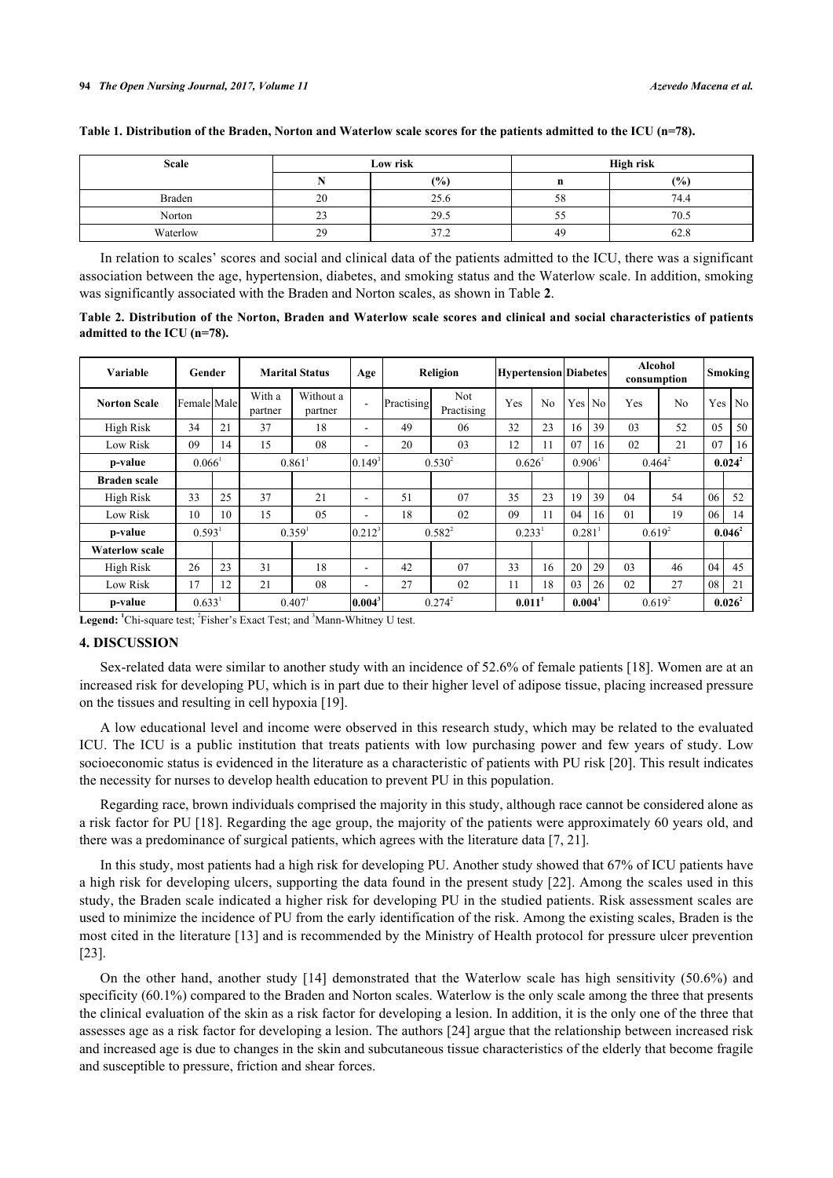**Table 1. Distribution of the Braden, Norton and Waterlow scale scores for the patients admitted to the ICU (n=78).**

| Scale | Low risk | | High risk | |
|---|---|---|---|---|
| | N | (%) | n | (%) |
| Braden | 20 | 25.6 | 58 | 74.4 |
| Norton | 23 | 29.5 | 55 | 70.5 |
| Waterlow | 29 | 37.2 | 49 | 62.8 |

In relation to scales' scores and social and clinical data of the patients admitted to the ICU, there was a significant association between the age, hypertension, diabetes, and smoking status and the Waterlow scale. In addition, smoking was significantly associated with the Braden and Norton scales, as shown in Table **2**.

**Table 2. Distribution of the Norton, Braden and Waterlow scale scores and clinical and social characteristics of patients admitted to the ICU (n=78).**

| Variable | Gender | | Marital Status | | Age | Religion | | Hypertension | | Diabetes | | Alcohol consumption | | Smoking | |
|---|---|---|---|---|---|---|---|---|---|---|---|---|---|---|---|
| **Norton Scale** | Female | Male | With a partner | Without a partner | - | Practising | Not Practising | Yes | No | Yes | No | Yes | No | Yes | No |
| High Risk | 34 | 21 | 37 | 18 | - | 49 | 06 | 32 | 23 | 16 | 39 | 03 | 52 | 05 | 50 |
| Low Risk | 09 | 14 | 15 | 08 | - | 20 | 03 | 12 | 11 | 07 | 16 | 02 | 21 | 07 | 16 |
| **p-value** | 0.066[1] | | 0.861[1] | | 0.149[3] | 0.530[2] | | 0.626[1] | | 0.906[1] | | 0.464[2] | | **0.024**[2] | |
| **Braden scale** | | | | | | | | | | | | | | | |
| High Risk | 33 | 25 | 37 | 21 | - | 51 | 07 | 35 | 23 | 19 | 39 | 04 | 54 | 06 | 52 |
| Low Risk | 10 | 10 | 15 | 05 | - | 18 | 02 | 09 | 11 | 04 | 16 | 01 | 19 | 06 | 14 |
| **p-value** | 0.593[1] | | 0.359[1] | | 0.212[3] | 0.582[2] | | 0.233[1] | | 0.281[1] | | 0.619[2] | | **0.046**[2] | |
| **Waterlow scale** | | | | | | | | | | | | | | | |
| High Risk | 26 | 23 | 31 | 18 | - | 42 | 07 | 33 | 16 | 20 | 29 | 03 | 46 | 04 | 45 |
| Low Risk | 17 | 12 | 21 | 08 | - | 27 | 02 | 11 | 18 | 03 | 26 | 02 | 27 | 08 | 21 |
| **p-value** | 0.633[1] | | 0.407[1] | | **0.004**[3] | 0.274[2] | | **0.011**[1] | | **0.004**[1] | | 0.619[2] | | **0.026**[2] | |

**Legend:** [1]Chi-square test; [2]Fisher's Exact Test; and [3]Mann-Whitney U test.

## 4. DISCUSSION

Sex-related data were similar to another study with an incidence of 52.6% of female patients [18]. Women are at an increased risk for developing PU, which is in part due to their higher level of adipose tissue, placing increased pressure on the tissues and resulting in cell hypoxia [19].

A low educational level and income were observed in this research study, which may be related to the evaluated ICU. The ICU is a public institution that treats patients with low purchasing power and few years of study. Low socioeconomic status is evidenced in the literature as a characteristic of patients with PU risk [20]. This result indicates the necessity for nurses to develop health education to prevent PU in this population.

Regarding race, brown individuals comprised the majority in this study, although race cannot be considered alone as a risk factor for PU [18]. Regarding the age group, the majority of the patients were approximately 60 years old, and there was a predominance of surgical patients, which agrees with the literature data [7, 21].

In this study, most patients had a high risk for developing PU. Another study showed that 67% of ICU patients have a high risk for developing ulcers, supporting the data found in the present study [22]. Among the scales used in this study, the Braden scale indicated a higher risk for developing PU in the studied patients. Risk assessment scales are used to minimize the incidence of PU from the early identification of the risk. Among the existing scales, Braden is the most cited in the literature [13] and is recommended by the Ministry of Health protocol for pressure ulcer prevention [23].

On the other hand, another study [14] demonstrated that the Waterlow scale has high sensitivity (50.6%) and specificity (60.1%) compared to the Braden and Norton scales. Waterlow is the only scale among the three that presents the clinical evaluation of the skin as a risk factor for developing a lesion. In addition, it is the only one of the three that assesses age as a risk factor for developing a lesion. The authors [24] argue that the relationship between increased risk and increased age is due to changes in the skin and subcutaneous tissue characteristics of the elderly that become fragile and susceptible to pressure, friction and shear forces.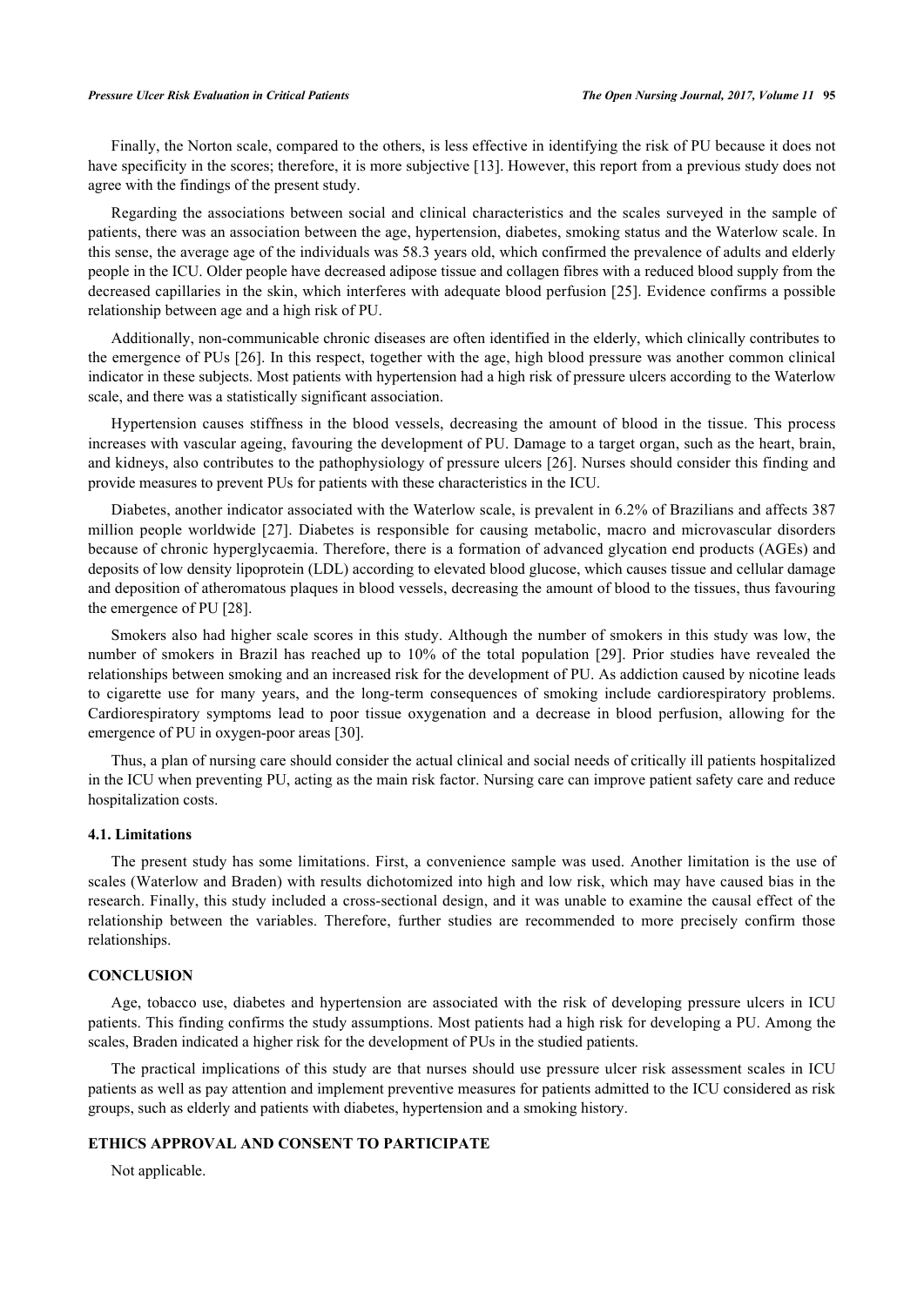Finally, the Norton scale, compared to the others, is less effective in identifying the risk of PU because it does not have specificity in the scores; therefore, it is more subjective [13]. However, this report from a previous study does not agree with the findings of the present study.

Regarding the associations between social and clinical characteristics and the scales surveyed in the sample of patients, there was an association between the age, hypertension, diabetes, smoking status and the Waterlow scale. In this sense, the average age of the individuals was 58.3 years old, which confirmed the prevalence of adults and elderly people in the ICU. Older people have decreased adipose tissue and collagen fibres with a reduced blood supply from the decreased capillaries in the skin, which interferes with adequate blood perfusion [25]. Evidence confirms a possible relationship between age and a high risk of PU.

Additionally, non-communicable chronic diseases are often identified in the elderly, which clinically contributes to the emergence of PUs [26]. In this respect, together with the age, high blood pressure was another common clinical indicator in these subjects. Most patients with hypertension had a high risk of pressure ulcers according to the Waterlow scale, and there was a statistically significant association.

Hypertension causes stiffness in the blood vessels, decreasing the amount of blood in the tissue. This process increases with vascular ageing, favouring the development of PU. Damage to a target organ, such as the heart, brain, and kidneys, also contributes to the pathophysiology of pressure ulcers [26]. Nurses should consider this finding and provide measures to prevent PUs for patients with these characteristics in the ICU.

Diabetes, another indicator associated with the Waterlow scale, is prevalent in 6.2% of Brazilians and affects 387 million people worldwide [27]. Diabetes is responsible for causing metabolic, macro and microvascular disorders because of chronic hyperglycaemia. Therefore, there is a formation of advanced glycation end products (AGEs) and deposits of low density lipoprotein (LDL) according to elevated blood glucose, which causes tissue and cellular damage and deposition of atheromatous plaques in blood vessels, decreasing the amount of blood to the tissues, thus favouring the emergence of PU [28].

Smokers also had higher scale scores in this study. Although the number of smokers in this study was low, the number of smokers in Brazil has reached up to 10% of the total population [29]. Prior studies have revealed the relationships between smoking and an increased risk for the development of PU. As addiction caused by nicotine leads to cigarette use for many years, and the long-term consequences of smoking include cardiorespiratory problems. Cardiorespiratory symptoms lead to poor tissue oxygenation and a decrease in blood perfusion, allowing for the emergence of PU in oxygen-poor areas [30].

Thus, a plan of nursing care should consider the actual clinical and social needs of critically ill patients hospitalized in the ICU when preventing PU, acting as the main risk factor. Nursing care can improve patient safety care and reduce hospitalization costs.

### 4.1. Limitations

The present study has some limitations. First, a convenience sample was used. Another limitation is the use of scales (Waterlow and Braden) with results dichotomized into high and low risk, which may have caused bias in the research. Finally, this study included a cross-sectional design, and it was unable to examine the causal effect of the relationship between the variables. Therefore, further studies are recommended to more precisely confirm those relationships.

## CONCLUSION

Age, tobacco use, diabetes and hypertension are associated with the risk of developing pressure ulcers in ICU patients. This finding confirms the study assumptions. Most patients had a high risk for developing a PU. Among the scales, Braden indicated a higher risk for the development of PUs in the studied patients.

The practical implications of this study are that nurses should use pressure ulcer risk assessment scales in ICU patients as well as pay attention and implement preventive measures for patients admitted to the ICU considered as risk groups, such as elderly and patients with diabetes, hypertension and a smoking history.

## ETHICS APPROVAL AND CONSENT TO PARTICIPATE

Not applicable.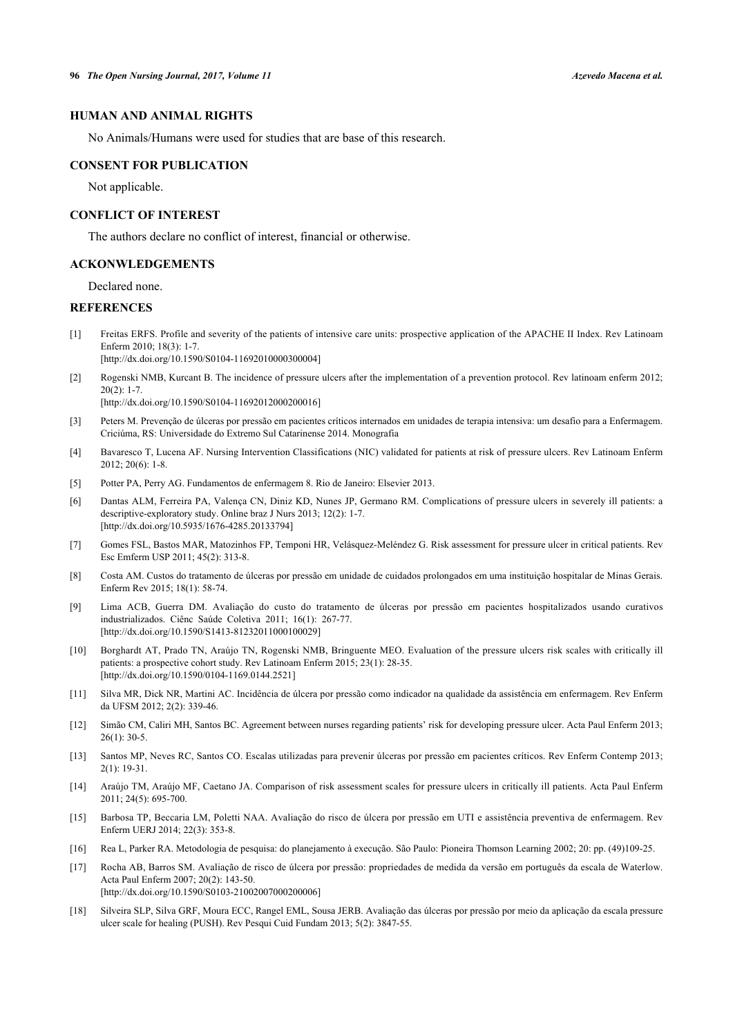## HUMAN AND ANIMAL RIGHTS

No Animals/Humans were used for studies that are base of this research.

## CONSENT FOR PUBLICATION

Not applicable.

## CONFLICT OF INTEREST

The authors declare no conflict of interest, financial or otherwise.

## ACKONWLEDGEMENTS

Declared none.

## REFERENCES

[1] Freitas ERFS. Profile and severity of the patients of intensive care units: prospective application of the APACHE II Index. Rev Latinoam Enferm 2010; 18(3): 1-7. [http://dx.doi.org/10.1590/S0104-11692010000300004]

[2] Rogenski NMB, Kurcant B. The incidence of pressure ulcers after the implementation of a prevention protocol. Rev latinoam enferm 2012; 20(2): 1-7. [http://dx.doi.org/10.1590/S0104-11692012000200016]

[3] Peters M. Prevenção de úlceras por pressão em pacientes críticos internados em unidades de terapia intensiva: um desafio para a Enfermagem. Criciúma, RS: Universidade do Extremo Sul Catarinense 2014. Monografia

[4] Bavaresco T, Lucena AF. Nursing Intervention Classifications (NIC) validated for patients at risk of pressure ulcers. Rev Latinoam Enferm 2012; 20(6): 1-8.

[5] Potter PA, Perry AG. Fundamentos de enfermagem 8. Rio de Janeiro: Elsevier 2013.

[6] Dantas ALM, Ferreira PA, Valença CN, Diniz KD, Nunes JP, Germano RM. Complications of pressure ulcers in severely ill patients: a descriptive-exploratory study. Online braz J Nurs 2013; 12(2): 1-7. [http://dx.doi.org/10.5935/1676-4285.20133794]

[7] Gomes FSL, Bastos MAR, Matozinhos FP, Temponi HR, Velásquez-Meléndez G. Risk assessment for pressure ulcer in critical patients. Rev Esc Emferm USP 2011; 45(2): 313-8.

[8] Costa AM. Custos do tratamento de úlceras por pressão em unidade de cuidados prolongados em uma instituição hospitalar de Minas Gerais. Enferm Rev 2015; 18(1): 58-74.

[9] Lima ACB, Guerra DM. Avaliação do custo do tratamento de úlceras por pressão em pacientes hospitalizados usando curativos industrializados. Ciênc Saúde Coletiva 2011; 16(1): 267-77. [http://dx.doi.org/10.1590/S1413-81232011000100029]

[10] Borghardt AT, Prado TN, Araújo TN, Rogenski NMB, Bringuente MEO. Evaluation of the pressure ulcers risk scales with critically ill patients: a prospective cohort study. Rev Latinoam Enferm 2015; 23(1): 28-35. [http://dx.doi.org/10.1590/0104-1169.0144.2521]

[11] Silva MR, Dick NR, Martini AC. Incidência de úlcera por pressão como indicador na qualidade da assistência em enfermagem. Rev Enferm da UFSM 2012; 2(2): 339-46.

[12] Simão CM, Caliri MH, Santos BC. Agreement between nurses regarding patients' risk for developing pressure ulcer. Acta Paul Enferm 2013; 26(1): 30-5.

[13] Santos MP, Neves RC, Santos CO. Escalas utilizadas para prevenir úlceras por pressão em pacientes críticos. Rev Enferm Contemp 2013; 2(1): 19-31.

[14] Araújo TM, Araújo MF, Caetano JA. Comparison of risk assessment scales for pressure ulcers in critically ill patients. Acta Paul Enferm 2011; 24(5): 695-700.

[15] Barbosa TP, Beccaria LM, Poletti NAA. Avaliação do risco de úlcera por pressão em UTI e assistência preventiva de enfermagem. Rev Enferm UERJ 2014; 22(3): 353-8.

[16] Rea L, Parker RA. Metodologia de pesquisa: do planejamento à execução. São Paulo: Pioneira Thomson Learning 2002; 20: pp. (49)109-25.

[17] Rocha AB, Barros SM. Avaliação de risco de úlcera por pressão: propriedades de medida da versão em português da escala de Waterlow. Acta Paul Enferm 2007; 20(2): 143-50. [http://dx.doi.org/10.1590/S0103-21002007000200006]

[18] Silveira SLP, Silva GRF, Moura ECC, Rangel EML, Sousa JERB. Avaliação das úlceras por pressão por meio da aplicação da escala pressure ulcer scale for healing (PUSH). Rev Pesqui Cuid Fundam 2013; 5(2): 3847-55.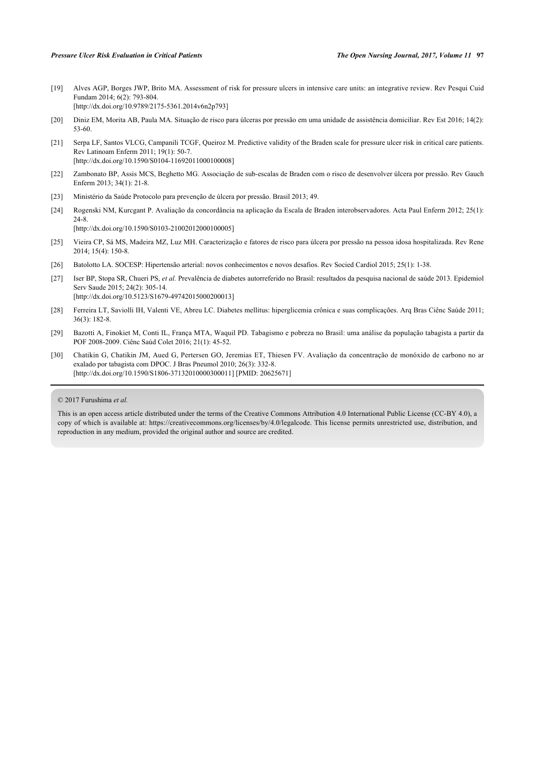[19] Alves AGP, Borges JWP, Brito MA. Assessment of risk for pressure ulcers in intensive care units: an integrative review. Rev Pesqui Cuid Fundam 2014; 6(2): 793-804.
[http://dx.doi.org/10.9789/2175-5361.2014v6n2p793]

[20] Diniz EM, Morita AB, Paula MA. Situação de risco para úlceras por pressão em uma unidade de assistência domiciliar. Rev Est 2016; 14(2): 53-60.

[21] Serpa LF, Santos VLCG, Campanili TCGF, Queiroz M. Predictive validity of the Braden scale for pressure ulcer risk in critical care patients. Rev Latinoam Enferm 2011; 19(1): 50-7.
[http://dx.doi.org/10.1590/S0104-11692011000100008]

[22] Zambonato BP, Assis MCS, Beghetto MG. Associação de sub-escalas de Braden com o risco de desenvolver úlcera por pressão. Rev Gauch Enferm 2013; 34(1): 21-8.

[23] Ministério da Saúde Protocolo para prevenção de úlcera por pressão. Brasil 2013; 49.

[24] Rogenski NM, Kurcgant P. Avaliação da concordância na aplicação da Escala de Braden interobservadores. Acta Paul Enferm 2012; 25(1): 24-8.
[http://dx.doi.org/10.1590/S0103-21002012000100005]

[25] Vieira CP, Sá MS, Madeira MZ, Luz MH. Caracterização e fatores de risco para úlcera por pressão na pessoa idosa hospitalizada. Rev Rene 2014; 15(4): 150-8.

[26] Batolotto LA. SOCESP: Hipertensão arterial: novos conhecimentos e novos desafios. Rev Socied Cardiol 2015; 25(1): 1-38.

[27] Iser BP, Stopa SR, Chueri PS, *et al.* Prevalência de diabetes autorreferido no Brasil: resultados da pesquisa nacional de saúde 2013. Epidemiol Serv Saude 2015; 24(2): 305-14.
[http://dx.doi.org/10.5123/S1679-49742015000200013]

[28] Ferreira LT, Saviolli IH, Valenti VE, Abreu LC. Diabetes mellitus: hiperglicemia crônica e suas complicações. Arq Bras Ciênc Saúde 2011; 36(3): 182-8.

[29] Bazotti A, Finokiet M, Conti IL, França MTA, Waquil PD. Tabagismo e pobreza no Brasil: uma análise da população tabagista a partir da POF 2008-2009. Ciênc Saúd Colet 2016; 21(1): 45-52.

[30] Chatikin G, Chatikin JM, Aued G, Pertersen GO, Jeremias ET, Thiesen FV. Avaliação da concentração de monóxido de carbono no ar exalado por tabagista com DPOC. J Bras Pneumol 2010; 26(3): 332-8.
[http://dx.doi.org/10.1590/S1806-37132010000300011] [PMID: 20625671]

---

© 2017 Furushima *et al.*

This is an open access article distributed under the terms of the Creative Commons Attribution 4.0 International Public License (CC-BY 4.0), a copy of which is available at: https://creativecommons.org/licenses/by/4.0/legalcode. This license permits unrestricted use, distribution, and reproduction in any medium, provided the original author and source are credited.